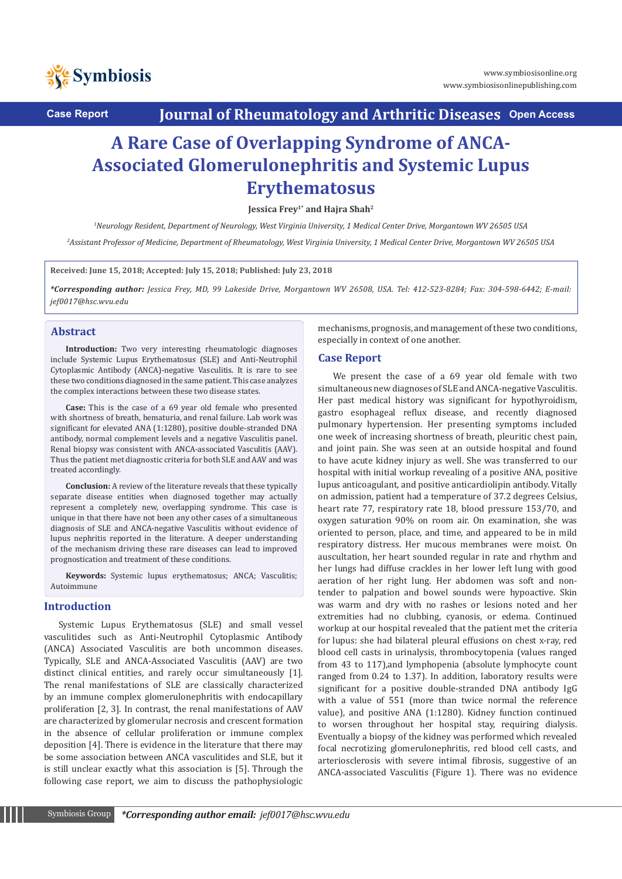Case Report

# A Rare Case of Overlapping Syndrome of ANCA-Associated Glomerulonephritis and Systemic Lupus Erythematosus

**Jessica Frey[1*] and Hajra Shah[2]**

*[1]Neurology Resident, Department of Neurology, West Virginia University, 1 Medical Center Drive, Morgantown WV 26505 USA*

*[2]Assistant Professor of Medicine, Department of Rheumatology, West Virginia University, 1 Medical Center Drive, Morgantown WV 26505 USA*

**Received: June 15, 2018; Accepted: July 15, 2018; Published: July 23, 2018**

***Corresponding author:** *Jessica Frey, MD, 99 Lakeside Drive, Morgantown WV 26508, USA. Tel: 412-523-8284; Fax: 304-598-6442; E-mail: jef0017@hsc.wvu.edu*

## Abstract

**Introduction:** Two very interesting rheumatologic diagnoses include Systemic Lupus Erythematosus (SLE) and Anti-Neutrophil Cytoplasmic Antibody (ANCA)-negative Vasculitis. It is rare to see these two conditions diagnosed in the same patient. This case analyzes the complex interactions between these two disease states.

**Case:** This is the case of a 69 year old female who presented with shortness of breath, hematuria, and renal failure. Lab work was significant for elevated ANA (1:1280), positive double-stranded DNA antibody, normal complement levels and a negative Vasculitis panel. Renal biopsy was consistent with ANCA-associated Vasculitis (AAV). Thus the patient met diagnostic criteria for both SLE and AAV and was treated accordingly.

**Conclusion:** A review of the literature reveals that these typically separate disease entities when diagnosed together may actually represent a completely new, overlapping syndrome. This case is unique in that there have not been any other cases of a simultaneous diagnosis of SLE and ANCA-negative Vasculitis without evidence of lupus nephritis reported in the literature. A deeper understanding of the mechanism driving these rare diseases can lead to improved prognostication and treatment of these conditions.

**Keywords:** Systemic lupus erythematosus; ANCA; Vasculitis; Autoimmune

## Introduction

Systemic Lupus Erythematosus (SLE) and small vessel vasculitides such as Anti-Neutrophil Cytoplasmic Antibody (ANCA) Associated Vasculitis are both uncommon diseases. Typically, SLE and ANCA-Associated Vasculitis (AAV) are two distinct clinical entities, and rarely occur simultaneously [1]. The renal manifestations of SLE are classically characterized by an immune complex glomerulonephritis with endocapillary proliferation [2, 3]. In contrast, the renal manifestations of AAV are characterized by glomerular necrosis and crescent formation in the absence of cellular proliferation or immune complex deposition [4]. There is evidence in the literature that there may be some association between ANCA vasculitides and SLE, but it is still unclear exactly what this association is [5]. Through the following case report, we aim to discuss the pathophysiologic mechanisms, prognosis, and management of these two conditions, especially in context of one another.

## Case Report

We present the case of a 69 year old female with two simultaneous new diagnoses of SLE and ANCA-negative Vasculitis. Her past medical history was significant for hypothyroidism, gastro esophageal reflux disease, and recently diagnosed pulmonary hypertension. Her presenting symptoms included one week of increasing shortness of breath, pleuritic chest pain, and joint pain. She was seen at an outside hospital and found to have acute kidney injury as well. She was transferred to our hospital with initial workup revealing of a positive ANA, positive lupus anticoagulant, and positive anticardiolipin antibody. Vitally on admission, patient had a temperature of 37.2 degrees Celsius, heart rate 77, respiratory rate 18, blood pressure 153/70, and oxygen saturation 90% on room air. On examination, she was oriented to person, place, and time, and appeared to be in mild respiratory distress. Her mucous membranes were moist. On auscultation, her heart sounded regular in rate and rhythm and her lungs had diffuse crackles in her lower left lung with good aeration of her right lung. Her abdomen was soft and non-tender to palpation and bowel sounds were hypoactive. Skin was warm and dry with no rashes or lesions noted and her extremities had no clubbing, cyanosis, or edema. Continued workup at our hospital revealed that the patient met the criteria for lupus: she had bilateral pleural effusions on chest x-ray, red blood cell casts in urinalysis, thrombocytopenia (values ranged from 43 to 117),and lymphopenia (absolute lymphocyte count ranged from 0.24 to 1.37). In addition, laboratory results were significant for a positive double-stranded DNA antibody IgG with a value of 551 (more than twice normal the reference value), and positive ANA (1:1280). Kidney function continued to worsen throughout her hospital stay, requiring dialysis. Eventually a biopsy of the kidney was performed which revealed focal necrotizing glomerulonephritis, red blood cell casts, and arteriosclerosis with severe intimal fibrosis, suggestive of an ANCA-associated Vasculitis (Figure 1). There was no evidence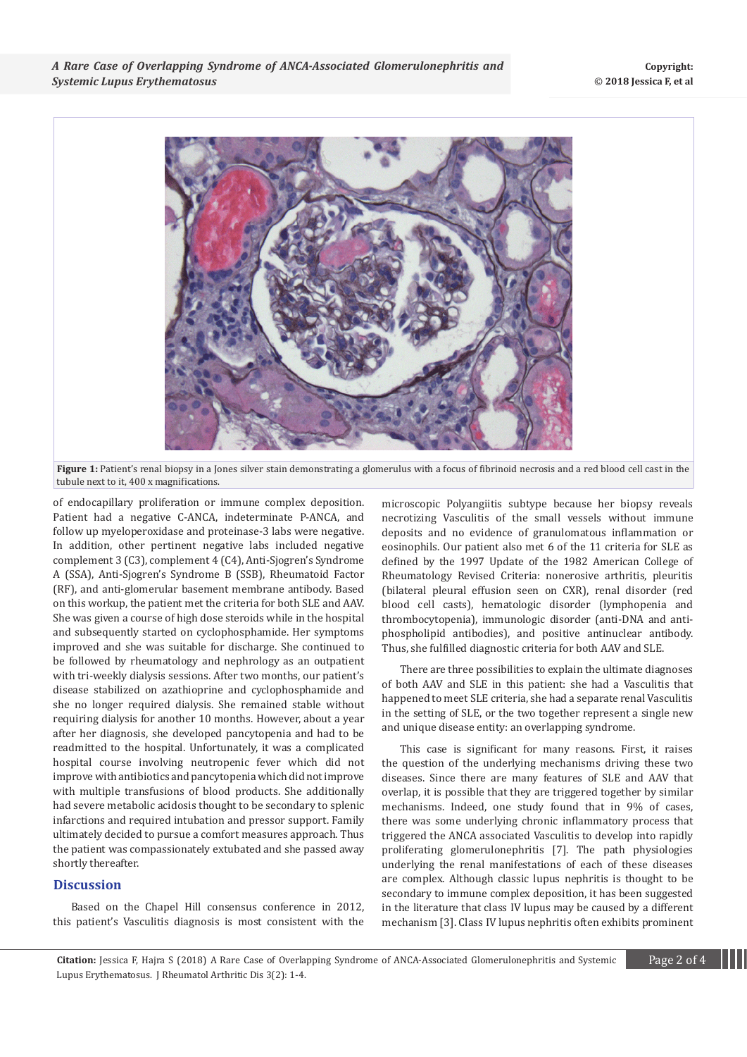**Figure 1:** Patient's renal biopsy in a Jones silver stain demonstrating a glomerulus with a focus of fibrinoid necrosis and a red blood cell cast in the tubule next to it, 400 x magnifications.

of endocapillary proliferation or immune complex deposition. Patient had a negative C-ANCA, indeterminate P-ANCA, and follow up myeloperoxidase and proteinase-3 labs were negative. In addition, other pertinent negative labs included negative complement 3 (C3), complement 4 (C4), Anti-Sjogren's Syndrome A (SSA), Anti-Sjogren's Syndrome B (SSB), Rheumatoid Factor (RF), and anti-glomerular basement membrane antibody. Based on this workup, the patient met the criteria for both SLE and AAV. She was given a course of high dose steroids while in the hospital and subsequently started on cyclophosphamide. Her symptoms improved and she was suitable for discharge. She continued to be followed by rheumatology and nephrology as an outpatient with tri-weekly dialysis sessions. After two months, our patient's disease stabilized on azathioprine and cyclophosphamide and she no longer required dialysis. She remained stable without requiring dialysis for another 10 months. However, about a year after her diagnosis, she developed pancytopenia and had to be readmitted to the hospital. Unfortunately, it was a complicated hospital course involving neutropenic fever which did not improve with antibiotics and pancytopenia which did not improve with multiple transfusions of blood products. She additionally had severe metabolic acidosis thought to be secondary to splenic infarctions and required intubation and pressor support. Family ultimately decided to pursue a comfort measures approach. Thus the patient was compassionately extubated and she passed away shortly thereafter.

## Discussion

Based on the Chapel Hill consensus conference in 2012, this patient's Vasculitis diagnosis is most consistent with the microscopic Polyangiitis subtype because her biopsy reveals necrotizing Vasculitis of the small vessels without immune deposits and no evidence of granulomatous inflammation or eosinophils. Our patient also met 6 of the 11 criteria for SLE as defined by the 1997 Update of the 1982 American College of Rheumatology Revised Criteria: nonerosive arthritis, pleuritis (bilateral pleural effusion seen on CXR), renal disorder (red blood cell casts), hematologic disorder (lymphopenia and thrombocytopenia), immunologic disorder (anti-DNA and anti-phospholipid antibodies), and positive antinuclear antibody. Thus, she fulfilled diagnostic criteria for both AAV and SLE.

There are three possibilities to explain the ultimate diagnoses of both AAV and SLE in this patient: she had a Vasculitis that happened to meet SLE criteria, she had a separate renal Vasculitis in the setting of SLE, or the two together represent a single new and unique disease entity: an overlapping syndrome.

This case is significant for many reasons. First, it raises the question of the underlying mechanisms driving these two diseases. Since there are many features of SLE and AAV that overlap, it is possible that they are triggered together by similar mechanisms. Indeed, one study found that in 9% of cases, there was some underlying chronic inflammatory process that triggered the ANCA associated Vasculitis to develop into rapidly proliferating glomerulonephritis [7]. The path physiologies underlying the renal manifestations of each of these diseases are complex. Although classic lupus nephritis is thought to be secondary to immune complex deposition, it has been suggested in the literature that class IV lupus may be caused by a different mechanism [3]. Class IV lupus nephritis often exhibits prominent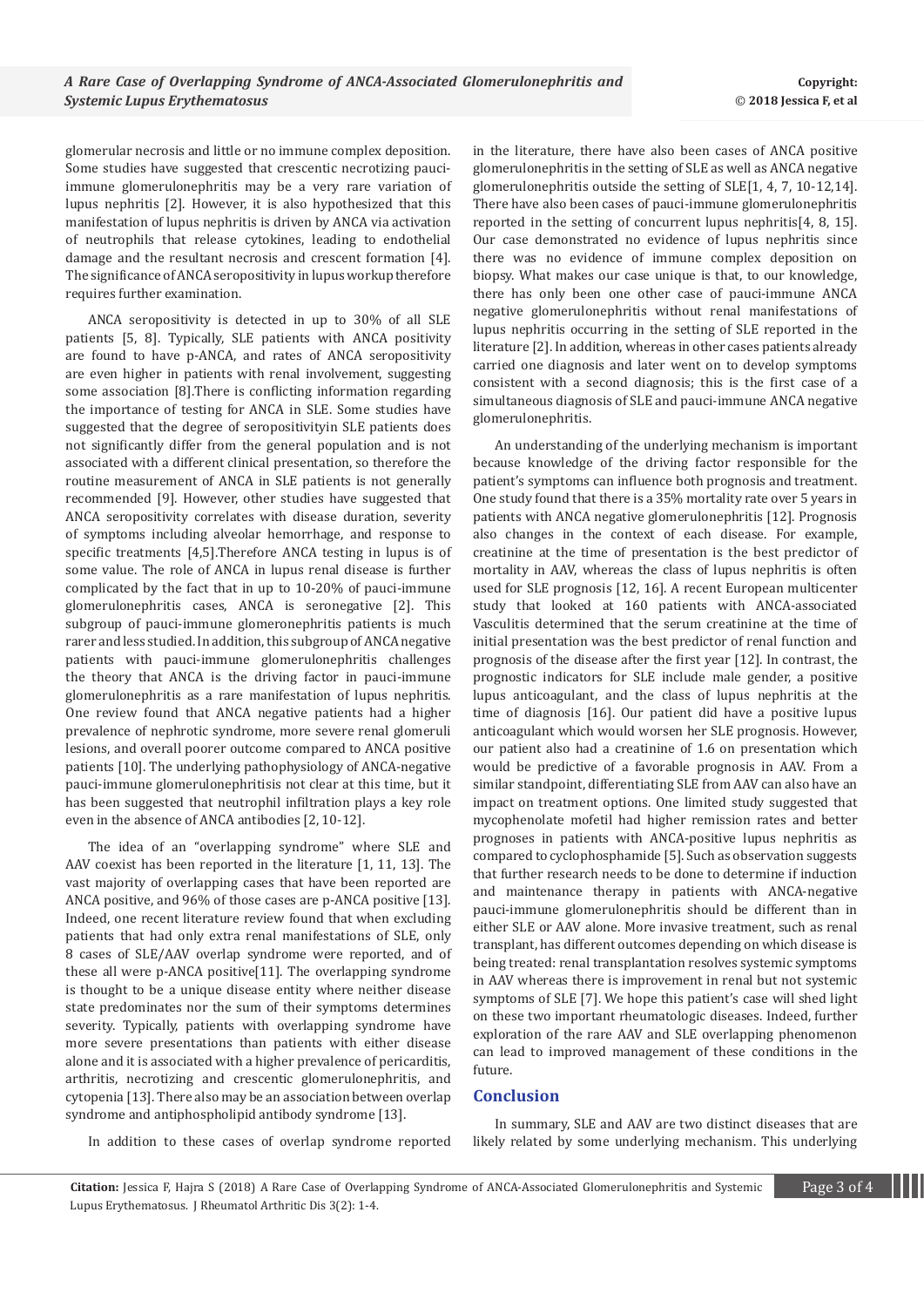glomerular necrosis and little or no immune complex deposition. Some studies have suggested that crescentic necrotizing pauci-immune glomerulonephritis may be a very rare variation of lupus nephritis [2]. However, it is also hypothesized that this manifestation of lupus nephritis is driven by ANCA via activation of neutrophils that release cytokines, leading to endothelial damage and the resultant necrosis and crescent formation [4]. The significance of ANCA seropositivity in lupus workup therefore requires further examination.

ANCA seropositivity is detected in up to 30% of all SLE patients [5, 8]. Typically, SLE patients with ANCA positivity are found to have p-ANCA, and rates of ANCA seropositivity are even higher in patients with renal involvement, suggesting some association [8].There is conflicting information regarding the importance of testing for ANCA in SLE. Some studies have suggested that the degree of seropositivityin SLE patients does not significantly differ from the general population and is not associated with a different clinical presentation, so therefore the routine measurement of ANCA in SLE patients is not generally recommended [9]. However, other studies have suggested that ANCA seropositivity correlates with disease duration, severity of symptoms including alveolar hemorrhage, and response to specific treatments [4,5].Therefore ANCA testing in lupus is of some value. The role of ANCA in lupus renal disease is further complicated by the fact that in up to 10-20% of pauci-immune glomerulonephritis cases, ANCA is seronegative [2]. This subgroup of pauci-immune glomeronephritis patients is much rarer and less studied. In addition, this subgroup of ANCA negative patients with pauci-immune glomerulonephritis challenges the theory that ANCA is the driving factor in pauci-immune glomerulonephritis as a rare manifestation of lupus nephritis. One review found that ANCA negative patients had a higher prevalence of nephrotic syndrome, more severe renal glomeruli lesions, and overall poorer outcome compared to ANCA positive patients [10]. The underlying pathophysiology of ANCA-negative pauci-immune glomerulonephritisis not clear at this time, but it has been suggested that neutrophil infiltration plays a key role even in the absence of ANCA antibodies [2, 10-12].

The idea of an "overlapping syndrome" where SLE and AAV coexist has been reported in the literature [1, 11, 13]. The vast majority of overlapping cases that have been reported are ANCA positive, and 96% of those cases are p-ANCA positive [13]. Indeed, one recent literature review found that when excluding patients that had only extra renal manifestations of SLE, only 8 cases of SLE/AAV overlap syndrome were reported, and of these all were p-ANCA positive[11]. The overlapping syndrome is thought to be a unique disease entity where neither disease state predominates nor the sum of their symptoms determines severity. Typically, patients with overlapping syndrome have more severe presentations than patients with either disease alone and it is associated with a higher prevalence of pericarditis, arthritis, necrotizing and crescentic glomerulonephritis, and cytopenia [13]. There also may be an association between overlap syndrome and antiphospholipid antibody syndrome [13].

In addition to these cases of overlap syndrome reported in the literature, there have also been cases of ANCA positive glomerulonephritis in the setting of SLE as well as ANCA negative glomerulonephritis outside the setting of SLE[1, 4, 7, 10-12,14]. There have also been cases of pauci-immune glomerulonephritis reported in the setting of concurrent lupus nephritis[4, 8, 15]. Our case demonstrated no evidence of lupus nephritis since there was no evidence of immune complex deposition on biopsy. What makes our case unique is that, to our knowledge, there has only been one other case of pauci-immune ANCA negative glomerulonephritis without renal manifestations of lupus nephritis occurring in the setting of SLE reported in the literature [2]. In addition, whereas in other cases patients already carried one diagnosis and later went on to develop symptoms consistent with a second diagnosis; this is the first case of a simultaneous diagnosis of SLE and pauci-immune ANCA negative glomerulonephritis.

An understanding of the underlying mechanism is important because knowledge of the driving factor responsible for the patient's symptoms can influence both prognosis and treatment. One study found that there is a 35% mortality rate over 5 years in patients with ANCA negative glomerulonephritis [12]. Prognosis also changes in the context of each disease. For example, creatinine at the time of presentation is the best predictor of mortality in AAV, whereas the class of lupus nephritis is often used for SLE prognosis [12, 16]. A recent European multicenter study that looked at 160 patients with ANCA-associated Vasculitis determined that the serum creatinine at the time of initial presentation was the best predictor of renal function and prognosis of the disease after the first year [12]. In contrast, the prognostic indicators for SLE include male gender, a positive lupus anticoagulant, and the class of lupus nephritis at the time of diagnosis [16]. Our patient did have a positive lupus anticoagulant which would worsen her SLE prognosis. However, our patient also had a creatinine of 1.6 on presentation which would be predictive of a favorable prognosis in AAV. From a similar standpoint, differentiating SLE from AAV can also have an impact on treatment options. One limited study suggested that mycophenolate mofetil had higher remission rates and better prognoses in patients with ANCA-positive lupus nephritis as compared to cyclophosphamide [5]. Such as observation suggests that further research needs to be done to determine if induction and maintenance therapy in patients with ANCA-negative pauci-immune glomerulonephritis should be different than in either SLE or AAV alone. More invasive treatment, such as renal transplant, has different outcomes depending on which disease is being treated: renal transplantation resolves systemic symptoms in AAV whereas there is improvement in renal but not systemic symptoms of SLE [7]. We hope this patient's case will shed light on these two important rheumatologic diseases. Indeed, further exploration of the rare AAV and SLE overlapping phenomenon can lead to improved management of these conditions in the future.

## Conclusion

In summary, SLE and AAV are two distinct diseases that are likely related by some underlying mechanism. This underlying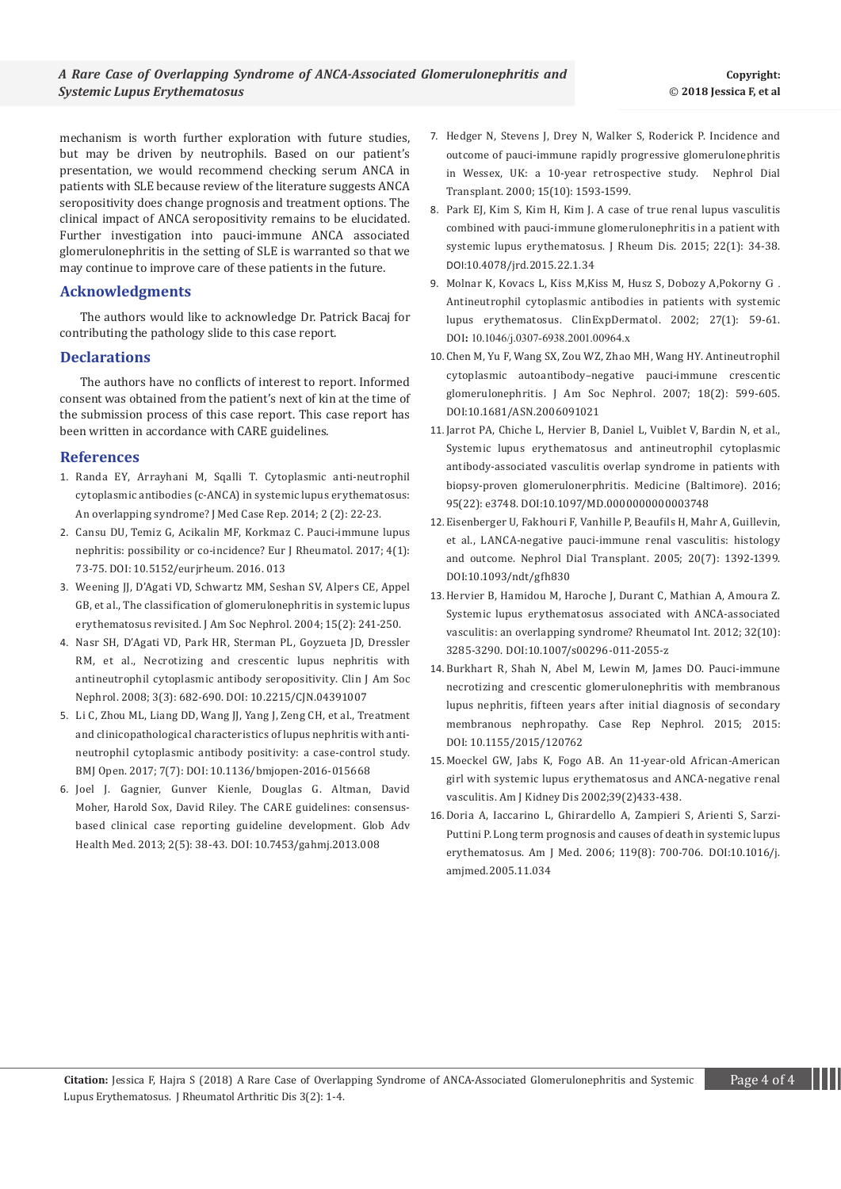mechanism is worth further exploration with future studies, but may be driven by neutrophils. Based on our patient's presentation, we would recommend checking serum ANCA in patients with SLE because review of the literature suggests ANCA seropositivity does change prognosis and treatment options. The clinical impact of ANCA seropositivity remains to be elucidated. Further investigation into pauci-immune ANCA associated glomerulonephritis in the setting of SLE is warranted so that we may continue to improve care of these patients in the future.

## Acknowledgments

The authors would like to acknowledge Dr. Patrick Bacaj for contributing the pathology slide to this case report.

## Declarations

The authors have no conflicts of interest to report. Informed consent was obtained from the patient's next of kin at the time of the submission process of this case report. This case report has been written in accordance with CARE guidelines.

## References

1. Randa EY, Arrayhani M, Sqalli T. Cytoplasmic anti-neutrophil cytoplasmic antibodies (c-ANCA) in systemic lupus erythematosus: An overlapping syndrome? J Med Case Rep. 2014; 2 (2): 22-23.
2. Cansu DU, Temiz G, Acikalin MF, Korkmaz C. Pauci-immune lupus nephritis: possibility or co-incidence? Eur J Rheumatol. 2017; 4(1): 73-75. DOI: 10.5152/eurjrheum. 2016. 013
3. Weening JJ, D'Agati VD, Schwartz MM, Seshan SV, Alpers CE, Appel GB, et al., The classification of glomerulonephritis in systemic lupus erythematosus revisited. J Am Soc Nephrol. 2004; 15(2): 241-250.
4. Nasr SH, D'Agati VD, Park HR, Sterman PL, Goyzueta JD, Dressler RM, et al., Necrotizing and crescentic lupus nephritis with antineutrophil cytoplasmic antibody seropositivity. Clin J Am Soc Nephrol. 2008; 3(3): 682-690. DOI: 10.2215/CJN.04391007
5. Li C, Zhou ML, Liang DD, Wang JJ, Yang J, Zeng CH, et al., Treatment and clinicopathological characteristics of lupus nephritis with anti-neutrophil cytoplasmic antibody positivity: a case-control study. BMJ Open. 2017; 7(7): DOI: 10.1136/bmjopen-2016-015668
6. Joel J. Gagnier, Gunver Kienle, Douglas G. Altman, David Moher, Harold Sox, David Riley. The CARE guidelines: consensus-based clinical case reporting guideline development. Glob Adv Health Med. 2013; 2(5): 38-43. DOI: 10.7453/gahmj.2013.008
7. Hedger N, Stevens J, Drey N, Walker S, Roderick P. Incidence and outcome of pauci-immune rapidly progressive glomerulonephritis in Wessex, UK: a 10-year retrospective study. Nephrol Dial Transplant. 2000; 15(10): 1593-1599.
8. Park EJ, Kim S, Kim H, Kim J. A case of true renal lupus vasculitis combined with pauci-immune glomerulonephritis in a patient with systemic lupus erythematosus. J Rheum Dis. 2015; 22(1): 34-38. DOI:10.4078/jrd.2015.22.1.34
9. Molnar K, Kovacs L, Kiss M,Kiss M, Husz S, Dobozy A,Pokorny G . Antineutrophil cytoplasmic antibodies in patients with systemic lupus erythematosus. ClinExpDermatol. 2002; 27(1): 59-61. DOI: 10.1046/j.0307-6938.2001.00964.x
10. Chen M, Yu F, Wang SX, Zou WZ, Zhao MH, Wang HY. Antineutrophil cytoplasmic autoantibody–negative pauci-immune crescentic glomerulonephritis. J Am Soc Nephrol. 2007; 18(2): 599-605. DOI:10.1681/ASN.2006091021
11. Jarrot PA, Chiche L, Hervier B, Daniel L, Vuiblet V, Bardin N, et al., Systemic lupus erythematosus and antineutrophil cytoplasmic antibody-associated vasculitis overlap syndrome in patients with biopsy-proven glomerulonerphritis. Medicine (Baltimore). 2016; 95(22): e3748. DOI:10.1097/MD.0000000000003748
12. Eisenberger U, Fakhouri F, Vanhille P, Beaufils H, Mahr A, Guillevin, et al., LANCA-negative pauci-immune renal vasculitis: histology and outcome. Nephrol Dial Transplant. 2005; 20(7): 1392-1399. DOI:10.1093/ndt/gfh830
13. Hervier B, Hamidou M, Haroche J, Durant C, Mathian A, Amoura Z. Systemic lupus erythematosus associated with ANCA-associated vasculitis: an overlapping syndrome? Rheumatol Int. 2012; 32(10): 3285-3290. DOI:10.1007/s00296-011-2055-z
14. Burkhart R, Shah N, Abel M, Lewin M, James DO. Pauci-immune necrotizing and crescentic glomerulonephritis with membranous lupus nephritis, fifteen years after initial diagnosis of secondary membranous nephropathy. Case Rep Nephrol. 2015; 2015: DOI: 10.1155/2015/120762
15. Moeckel GW, Jabs K, Fogo AB. An 11-year-old African-American girl with systemic lupus erythematosus and ANCA-negative renal vasculitis. Am J Kidney Dis 2002;39(2)433-438.
16. Doria A, Iaccarino L, Ghirardello A, Zampieri S, Arienti S, Sarzi-Puttini P. Long term prognosis and causes of death in systemic lupus erythematosus. Am J Med. 2006; 119(8): 700-706. DOI:10.1016/j.amjmed.2005.11.034